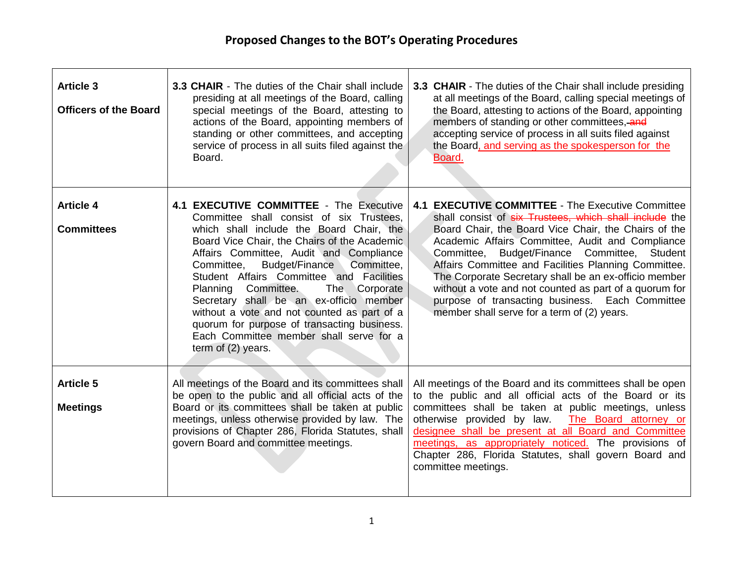# Proposed Changes to the BOT's Operating Procedures

| | | |
|---|---|---|
| **Article 3**<br><br>**Officers of the Board** | **3.3 CHAIR** - The duties of the Chair shall include presiding at all meetings of the Board, calling special meetings of the Board, attesting to actions of the Board, appointing members of standing or other committees, and accepting service of process in all suits filed against the Board. | **3.3 CHAIR** - The duties of the Chair shall include presiding at all meetings of the Board, calling special meetings of the Board, attesting to actions of the Board, appointing members of standing or other committees, ~~and~~ accepting service of process in all suits filed against the Board, and serving as the spokesperson for the Board. |
| **Article 4**<br><br>**Committees** | **4.1 EXECUTIVE COMMITTEE** - The Executive Committee shall consist of six Trustees, which shall include the Board Chair, the Board Vice Chair, the Chairs of the Academic Affairs Committee, Audit and Compliance Committee, Budget/Finance Committee, Student Affairs Committee and Facilities Planning Committee. The Corporate Secretary shall be an ex-officio member without a vote and not counted as part of a quorum for purpose of transacting business. Each Committee member shall serve for a term of (2) years. | **4.1 EXECUTIVE COMMITTEE** - The Executive Committee shall consist of ~~six Trustees, which shall include~~ the Board Chair, the Board Vice Chair, the Chairs of the Academic Affairs Committee, Audit and Compliance Committee, Budget/Finance Committee, Student Affairs Committee and Facilities Planning Committee. The Corporate Secretary shall be an ex-officio member without a vote and not counted as part of a quorum for purpose of transacting business. Each Committee member shall serve for a term of (2) years. |
| **Article 5**<br><br>**Meetings** | All meetings of the Board and its committees shall be open to the public and all official acts of the Board or its committees shall be taken at public meetings, unless otherwise provided by law. The provisions of Chapter 286, Florida Statutes, shall govern Board and committee meetings. | All meetings of the Board and its committees shall be open to the public and all official acts of the Board or its committees shall be taken at public meetings, unless otherwise provided by law. The Board attorney or designee shall be present at all Board and Committee meetings, as appropriately noticed. The provisions of Chapter 286, Florida Statutes, shall govern Board and committee meetings. |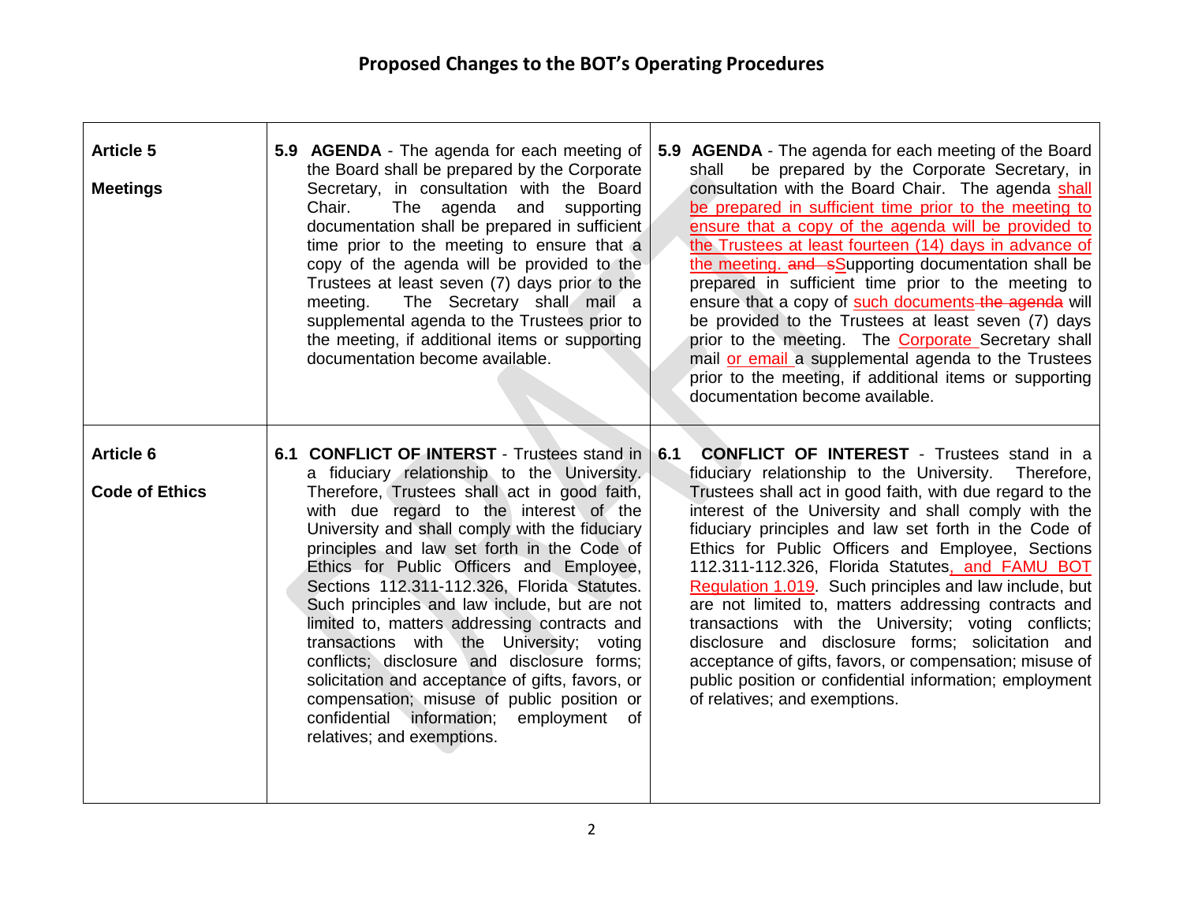# Proposed Changes to the BOT's Operating Procedures

| | | |
|---|---|---|
| **Article 5**<br><br>**Meetings** | **5.9 AGENDA** - The agenda for each meeting of the Board shall be prepared by the Corporate Secretary, in consultation with the Board Chair. The agenda and supporting documentation shall be prepared in sufficient time prior to the meeting to ensure that a copy of the agenda will be provided to the Trustees at least seven (7) days prior to the meeting. The Secretary shall mail a supplemental agenda to the Trustees prior to the meeting, if additional items or supporting documentation become available. | **5.9 AGENDA** - The agenda for each meeting of the Board shall be prepared by the Corporate Secretary, in consultation with the Board Chair. The agenda <u>shall be prepared in sufficient time prior to the meeting to ensure that a copy of the agenda will be provided to the Trustees at least fourteen (14) days in advance of the meeting.</u> ~~and s~~<u>S</u>upporting documentation shall be prepared in sufficient time prior to the meeting to ensure that a copy of <u>such documents</u> ~~the agenda~~ will be provided to the Trustees at least seven (7) days prior to the meeting. The <u>Corporate</u> Secretary shall mail <u>or email</u> a supplemental agenda to the Trustees prior to the meeting, if additional items or supporting documentation become available. |
| **Article 6**<br><br>**Code of Ethics** | **6.1 CONFLICT OF INTEREST** - Trustees stand in a fiduciary relationship to the University. Therefore, Trustees shall act in good faith, with due regard to the interest of the University and shall comply with the fiduciary principles and law set forth in the Code of Ethics for Public Officers and Employee, Sections 112.311-112.326, Florida Statutes. Such principles and law include, but are not limited to, matters addressing contracts and transactions with the University; voting conflicts; disclosure and disclosure forms; solicitation and acceptance of gifts, favors, or compensation; misuse of public position or confidential information; employment of relatives; and exemptions. | **6.1 CONFLICT OF INTEREST** - Trustees stand in a fiduciary relationship to the University. Therefore, Trustees shall act in good faith, with due regard to the interest of the University and shall comply with the fiduciary principles and law set forth in the Code of Ethics for Public Officers and Employee, Sections 112.311-112.326, Florida Statutes<u>, and FAMU BOT Regulation 1.019</u>. Such principles and law include, but are not limited to, matters addressing contracts and transactions with the University; voting conflicts; disclosure and disclosure forms; solicitation and acceptance of gifts, favors, or compensation; misuse of public position or confidential information; employment of relatives; and exemptions. |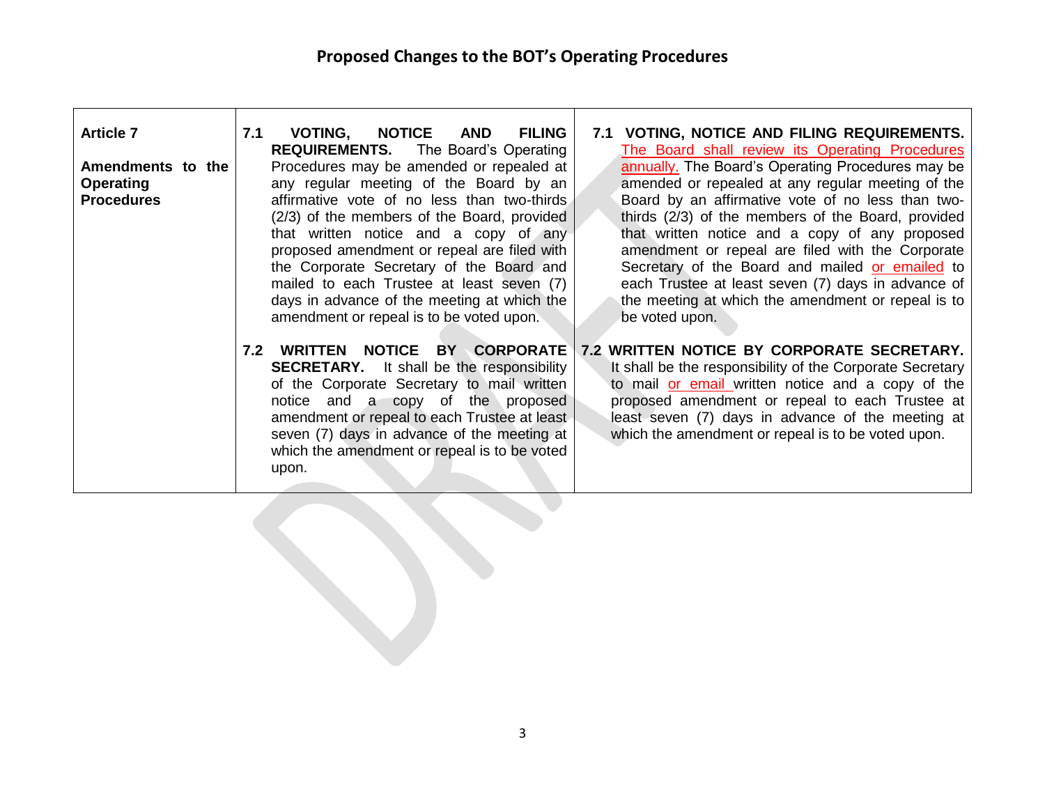## Proposed Changes to the BOT's Operating Procedures

| | | |
|---|---|---|
| **Article 7**<br><br>**Amendments to the Operating Procedures** | **7.1 VOTING, NOTICE AND FILING REQUIREMENTS.** The Board's Operating Procedures may be amended or repealed at any regular meeting of the Board by an affirmative vote of no less than two-thirds (2/3) of the members of the Board, provided that written notice and a copy of any proposed amendment or repeal are filed with the Corporate Secretary of the Board and mailed to each Trustee at least seven (7) days in advance of the meeting at which the amendment or repeal is to be voted upon. | **7.1 VOTING, NOTICE AND FILING REQUIREMENTS.** The Board shall review its Operating Procedures annually. The Board's Operating Procedures may be amended or repealed at any regular meeting of the Board by an affirmative vote of no less than two-thirds (2/3) of the members of the Board, provided that written notice and a copy of any proposed amendment or repeal are filed with the Corporate Secretary of the Board and mailed or emailed to each Trustee at least seven (7) days in advance of the meeting at which the amendment or repeal is to be voted upon. |
| | **7.2 WRITTEN NOTICE BY CORPORATE SECRETARY.** It shall be the responsibility of the Corporate Secretary to mail written notice and a copy of the proposed amendment or repeal to each Trustee at least seven (7) days in advance of the meeting at which the amendment or repeal is to be voted upon. | **7.2 WRITTEN NOTICE BY CORPORATE SECRETARY.** It shall be the responsibility of the Corporate Secretary to mail or email written notice and a copy of the proposed amendment or repeal to each Trustee at least seven (7) days in advance of the meeting at which the amendment or repeal is to be voted upon. |